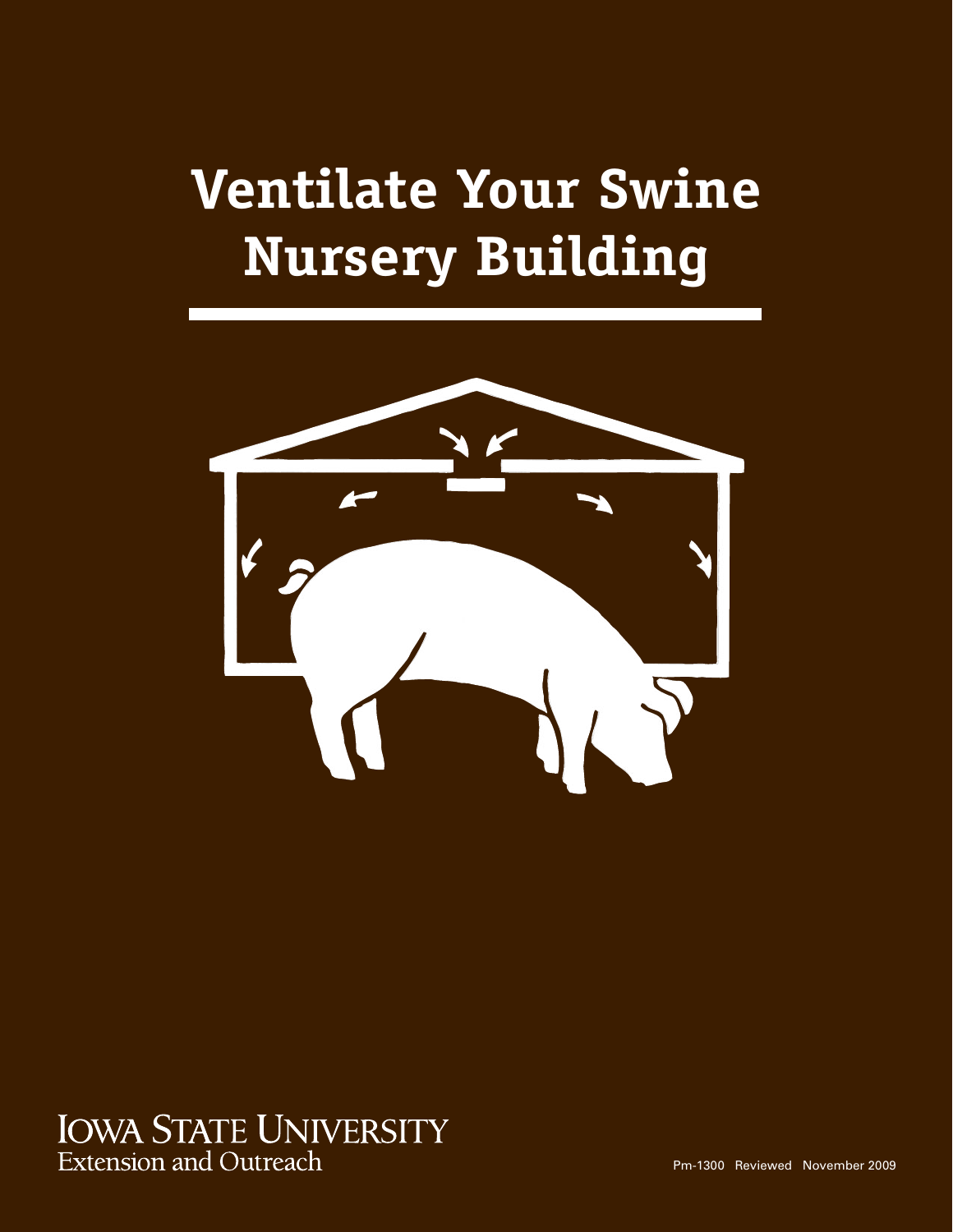# Ventilate Your Swine Nursery Building

IOWA STATE UNIVERSITY
Extension and Outreach

Pm-1300 Reviewed November 2009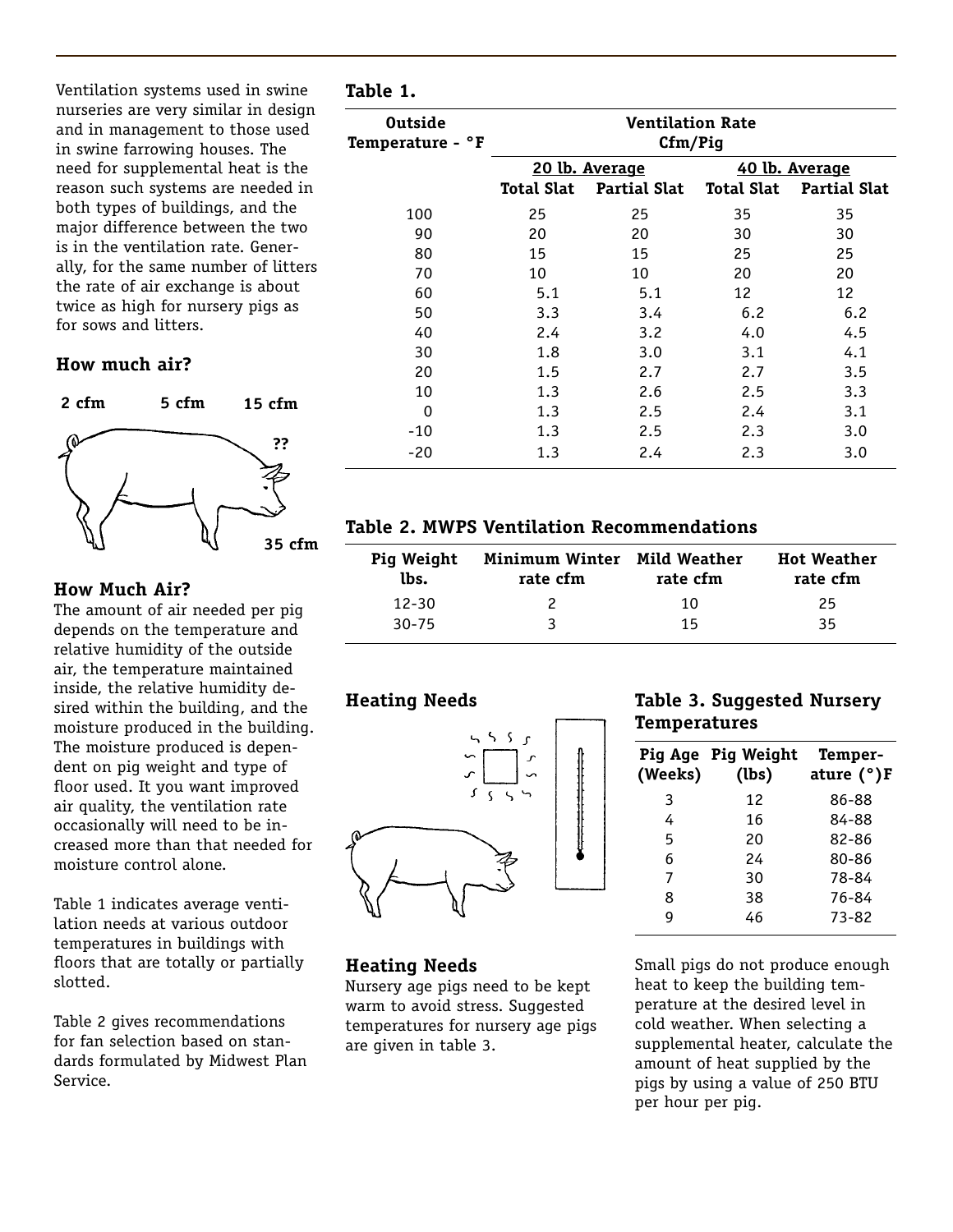Ventilation systems used in swine nurseries are very similar in design and in management to those used in swine farrowing houses. The need for supplemental heat is the reason such systems are needed in both types of buildings, and the major difference between the two is in the ventilation rate. Generally, for the same number of litters the rate of air exchange is about twice as high for nursery pigs as for sows and litters.

## How much air?

2 cfm 5 cfm 15 cfm ?? 35 cfm

## How Much Air?

The amount of air needed per pig depends on the temperature and relative humidity of the outside air, the temperature maintained inside, the relative humidity desired within the building, and the moisture produced in the building. The moisture produced is dependent on pig weight and type of floor used. It you want improved air quality, the ventilation rate occasionally will need to be increased more than that needed for moisture control alone.

Table 1 indicates average ventilation needs at various outdoor temperatures in buildings with floors that are totally or partially slotted.

Table 2 gives recommendations for fan selection based on standards formulated by Midwest Plan Service.

**Table 1.**

| Outside Temperature - °F | Ventilation Rate Cfm/Pig | | | |
|---|---|---|---|---|
| | 20 lb. Average | | 40 lb. Average | |
| | Total Slat | Partial Slat | Total Slat | Partial Slat |
| 100 | 25 | 25 | 35 | 35 |
| 90 | 20 | 20 | 30 | 30 |
| 80 | 15 | 15 | 25 | 25 |
| 70 | 10 | 10 | 20 | 20 |
| 60 | 5.1 | 5.1 | 12 | 12 |
| 50 | 3.3 | 3.4 | 6.2 | 6.2 |
| 40 | 2.4 | 3.2 | 4.0 | 4.5 |
| 30 | 1.8 | 3.0 | 3.1 | 4.1 |
| 20 | 1.5 | 2.7 | 2.7 | 3.5 |
| 10 | 1.3 | 2.6 | 2.5 | 3.3 |
| 0 | 1.3 | 2.5 | 2.4 | 3.1 |
| -10 | 1.3 | 2.5 | 2.3 | 3.0 |
| -20 | 1.3 | 2.4 | 2.3 | 3.0 |

**Table 2. MWPS Ventilation Recommendations**

| Pig Weight lbs. | Minimum Winter rate cfm | Mild Weather rate cfm | Hot Weather rate cfm |
|---|---|---|---|
| 12-30 | 2 | 10 | 25 |
| 30-75 | 3 | 15 | 35 |

## Heating Needs

## Heating Needs

Nursery age pigs need to be kept warm to avoid stress. Suggested temperatures for nursery age pigs are given in table 3.

**Table 3. Suggested Nursery Temperatures**

| Pig Age (Weeks) | Pig Weight (lbs) | Temperature (°)F |
|---|---|---|
| 3 | 12 | 86-88 |
| 4 | 16 | 84-88 |
| 5 | 20 | 82-86 |
| 6 | 24 | 80-86 |
| 7 | 30 | 78-84 |
| 8 | 38 | 76-84 |
| 9 | 46 | 73-82 |

Small pigs do not produce enough heat to keep the building temperature at the desired level in cold weather. When selecting a supplemental heater, calculate the amount of heat supplied by the pigs by using a value of 250 BTU per hour per pig.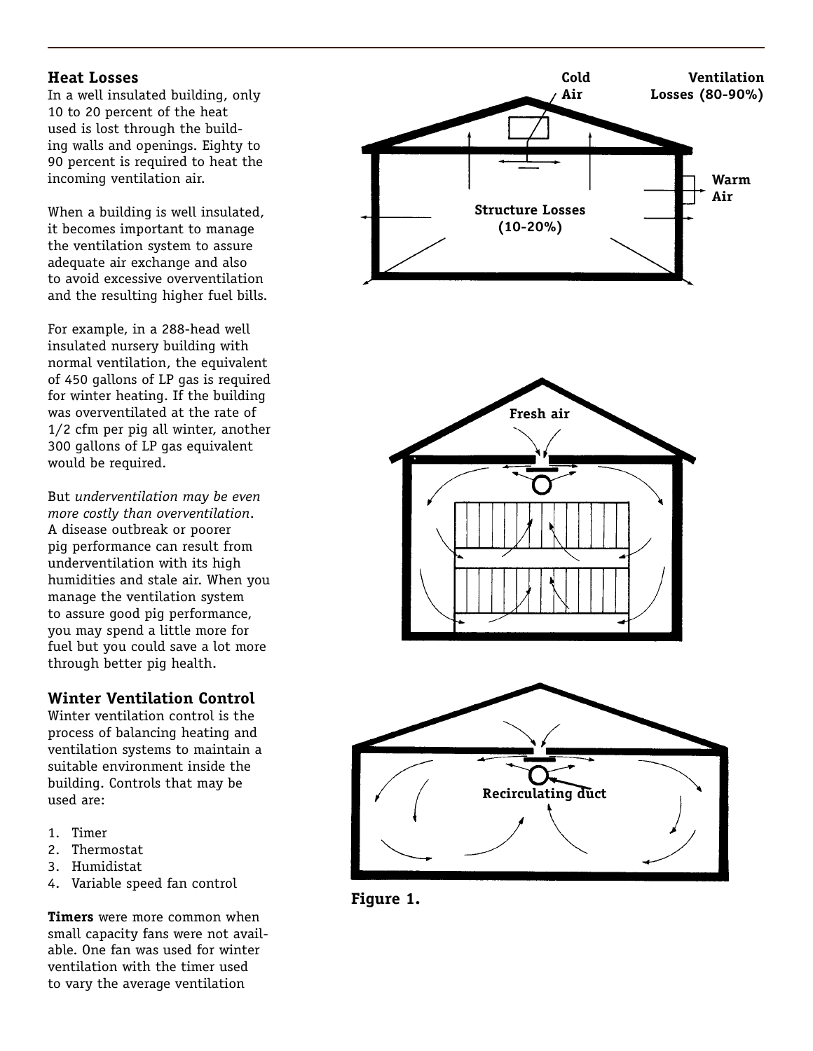## Heat Losses

In a well insulated building, only 10 to 20 percent of the heat used is lost through the building walls and openings. Eighty to 90 percent is required to heat the incoming ventilation air.

When a building is well insulated, it becomes important to manage the ventilation system to assure adequate air exchange and also to avoid excessive overventilation and the resulting higher fuel bills.

For example, in a 288-head well insulated nursery building with normal ventilation, the equivalent of 450 gallons of LP gas is required for winter heating. If the building was overventilated at the rate of 1/2 cfm per pig all winter, another 300 gallons of LP gas equivalent would be required.

But *underventilation may be even more costly than overventilation*. A disease outbreak or poorer pig performance can result from underventilation with its high humidities and stale air. When you manage the ventilation system to assure good pig performance, you may spend a little more for fuel but you could save a lot more through better pig health.

## Winter Ventilation Control

Winter ventilation control is the process of balancing heating and ventilation systems to maintain a suitable environment inside the building. Controls that may be used are:

1. Timer
2. Thermostat
3. Humidistat
4. Variable speed fan control

**Timers** were more common when small capacity fans were not available. One fan was used for winter ventilation with the timer used to vary the average ventilation

Cold Air

Ventilation Losses (80-90%)

Warm Air

Structure Losses (10-20%)

Fresh air

Recirculating duct

**Figure 1.**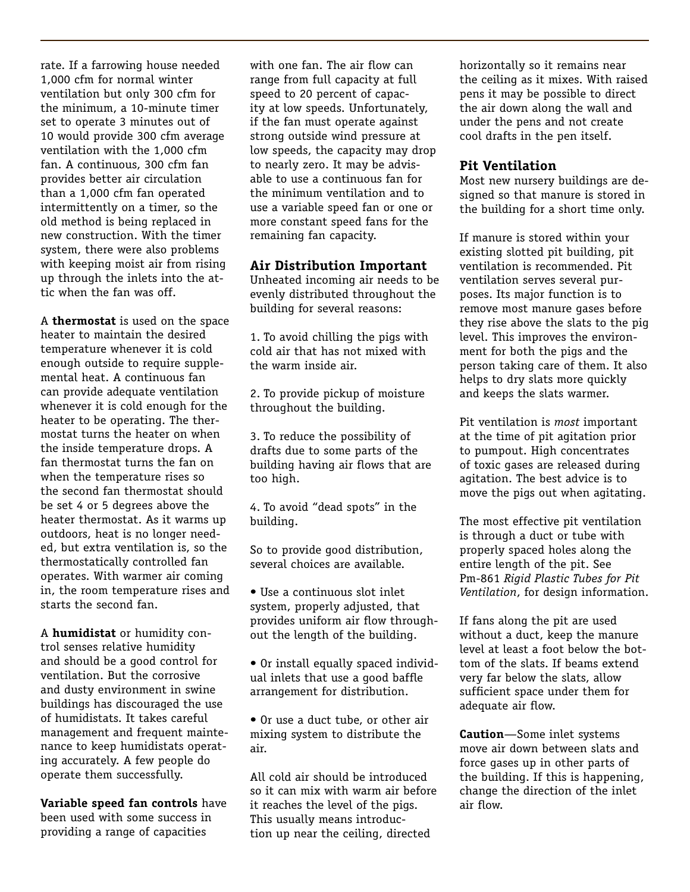rate. If a farrowing house needed 1,000 cfm for normal winter ventilation but only 300 cfm for the minimum, a 10-minute timer set to operate 3 minutes out of 10 would provide 300 cfm average ventilation with the 1,000 cfm fan. A continuous, 300 cfm fan provides better air circulation than a 1,000 cfm fan operated intermittently on a timer, so the old method is being replaced in new construction. With the timer system, there were also problems with keeping moist air from rising up through the inlets into the attic when the fan was off.

A **thermostat** is used on the space heater to maintain the desired temperature whenever it is cold enough outside to require supplemental heat. A continuous fan can provide adequate ventilation whenever it is cold enough for the heater to be operating. The thermostat turns the heater on when the inside temperature drops. A fan thermostat turns the fan on when the temperature rises so the second fan thermostat should be set 4 or 5 degrees above the heater thermostat. As it warms up outdoors, heat is no longer needed, but extra ventilation is, so the thermostatically controlled fan operates. With warmer air coming in, the room temperature rises and starts the second fan.

A **humidistat** or humidity control senses relative humidity and should be a good control for ventilation. But the corrosive and dusty environment in swine buildings has discouraged the use of humidistats. It takes careful management and frequent maintenance to keep humidistats operating accurately. A few people do operate them successfully.

**Variable speed fan controls** have been used with some success in providing a range of capacities with one fan. The air flow can range from full capacity at full speed to 20 percent of capacity at low speeds. Unfortunately, if the fan must operate against strong outside wind pressure at low speeds, the capacity may drop to nearly zero. It may be advisable to use a continuous fan for the minimum ventilation and to use a variable speed fan or one or more constant speed fans for the remaining fan capacity.

## Air Distribution Important

Unheated incoming air needs to be evenly distributed throughout the building for several reasons:

1. To avoid chilling the pigs with cold air that has not mixed with the warm inside air.

2. To provide pickup of moisture throughout the building.

3. To reduce the possibility of drafts due to some parts of the building having air flows that are too high.

4. To avoid "dead spots" in the building.

So to provide good distribution, several choices are available.

- Use a continuous slot inlet system, properly adjusted, that provides uniform air flow throughout the length of the building.
- Or install equally spaced individual inlets that use a good baffle arrangement for distribution.
- Or use a duct tube, or other air mixing system to distribute the air.

All cold air should be introduced so it can mix with warm air before it reaches the level of the pigs. This usually means introduction up near the ceiling, directed horizontally so it remains near the ceiling as it mixes. With raised pens it may be possible to direct the air down along the wall and under the pens and not create cool drafts in the pen itself.

## Pit Ventilation

Most new nursery buildings are designed so that manure is stored in the building for a short time only.

If manure is stored within your existing slotted pit building, pit ventilation is recommended. Pit ventilation serves several purposes. Its major function is to remove most manure gases before they rise above the slats to the pig level. This improves the environment for both the pigs and the person taking care of them. It also helps to dry slats more quickly and keeps the slats warmer.

Pit ventilation is *most* important at the time of pit agitation prior to pumpout. High concentrates of toxic gases are released during agitation. The best advice is to move the pigs out when agitating.

The most effective pit ventilation is through a duct or tube with properly spaced holes along the entire length of the pit. See Pm-861 *Rigid Plastic Tubes for Pit Ventilation*, for design information.

If fans along the pit are used without a duct, keep the manure level at least a foot below the bottom of the slats. If beams extend very far below the slats, allow sufficient space under them for adequate air flow.

**Caution**—Some inlet systems move air down between slats and force gases up in other parts of the building. If this is happening, change the direction of the inlet air flow.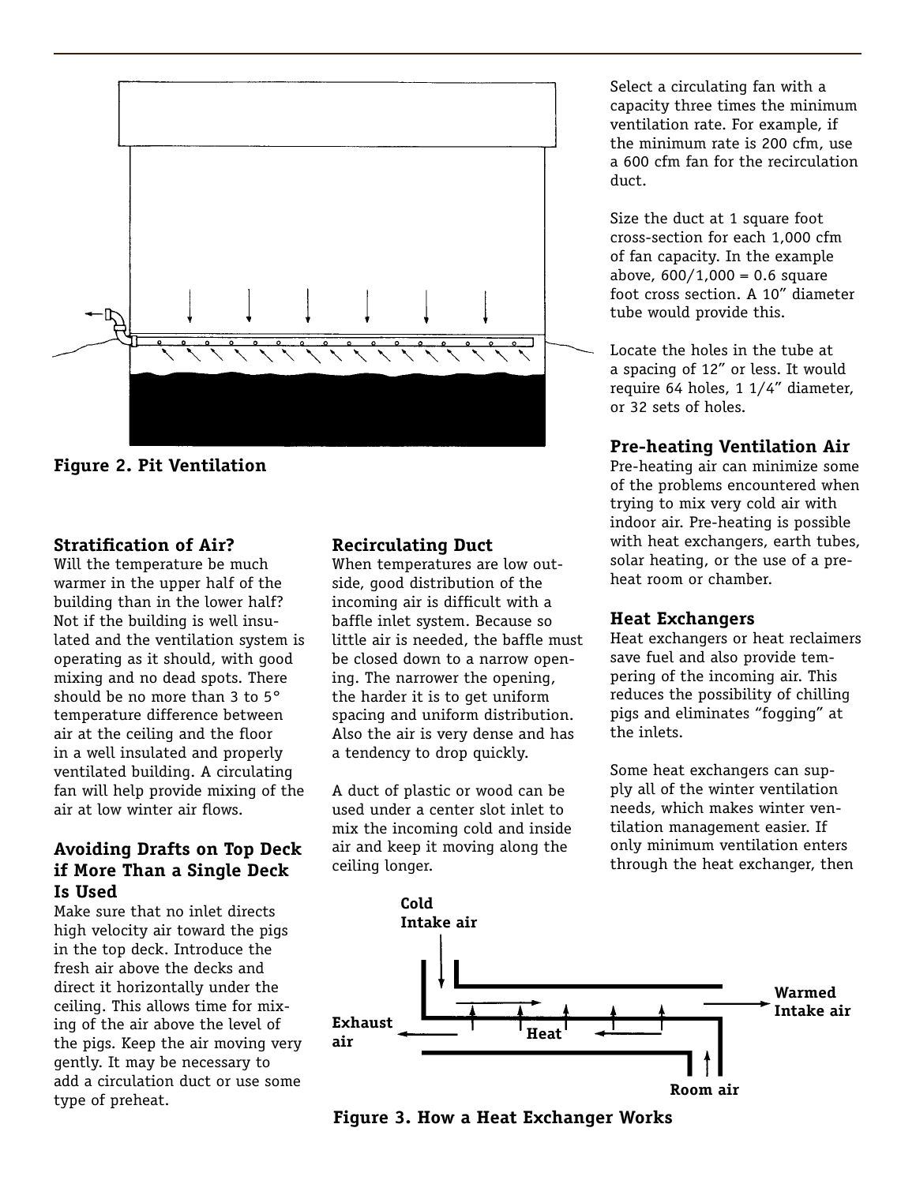**Figure 2. Pit Ventilation**

## Stratification of Air?

Will the temperature be much warmer in the upper half of the building than in the lower half? Not if the building is well insulated and the ventilation system is operating as it should, with good mixing and no dead spots. There should be no more than 3 to 5° temperature difference between air at the ceiling and the floor in a well insulated and properly ventilated building. A circulating fan will help provide mixing of the air at low winter air flows.

## Avoiding Drafts on Top Deck if More Than a Single Deck Is Used

Make sure that no inlet directs high velocity air toward the pigs in the top deck. Introduce the fresh air above the decks and direct it horizontally under the ceiling. This allows time for mixing of the air above the level of the pigs. Keep the air moving very gently. It may be necessary to add a circulation duct or use some type of preheat.

## Recirculating Duct

When temperatures are low outside, good distribution of the incoming air is difficult with a baffle inlet system. Because so little air is needed, the baffle must be closed down to a narrow opening. The narrower the opening, the harder it is to get uniform spacing and uniform distribution. Also the air is very dense and has a tendency to drop quickly.

A duct of plastic or wood can be used under a center slot inlet to mix the incoming cold and inside air and keep it moving along the ceiling longer.

Select a circulating fan with a capacity three times the minimum ventilation rate. For example, if the minimum rate is 200 cfm, use a 600 cfm fan for the recirculation duct.

Size the duct at 1 square foot cross-section for each 1,000 cfm of fan capacity. In the example above, 600/1,000 = 0.6 square foot cross section. A 10" diameter tube would provide this.

Locate the holes in the tube at a spacing of 12" or less. It would require 64 holes, 1 1/4" diameter, or 32 sets of holes.

## Pre-heating Ventilation Air

Pre-heating air can minimize some of the problems encountered when trying to mix very cold air with indoor air. Pre-heating is possible with heat exchangers, earth tubes, solar heating, or the use of a pre-heat room or chamber.

## Heat Exchangers

Heat exchangers or heat reclaimers save fuel and also provide tempering of the incoming air. This reduces the possibility of chilling pigs and eliminates "fogging" at the inlets.

Some heat exchangers can supply all of the winter ventilation needs, which makes winter ventilation management easier. If only minimum ventilation enters through the heat exchanger, then

**Figure 3. How a Heat Exchanger Works**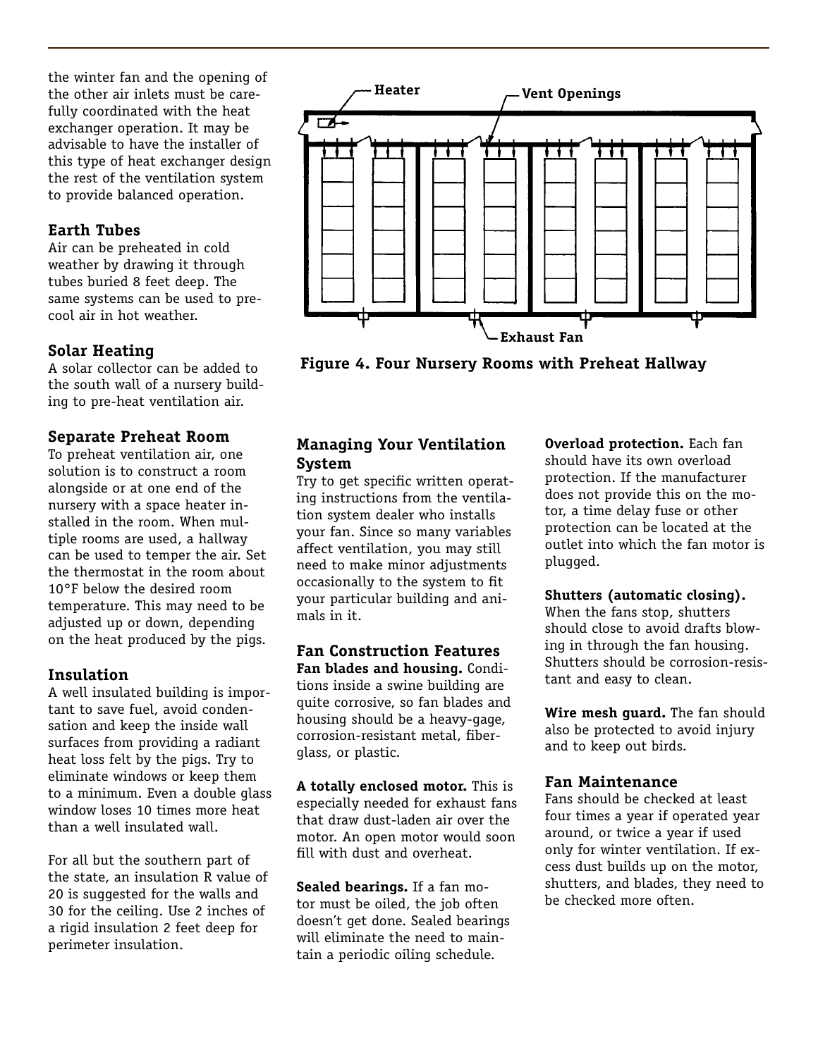the winter fan and the opening of the other air inlets must be carefully coordinated with the heat exchanger operation. It may be advisable to have the installer of this type of heat exchanger design the rest of the ventilation system to provide balanced operation.

### Earth Tubes

Air can be preheated in cold weather by drawing it through tubes buried 8 feet deep. The same systems can be used to precool air in hot weather.

### Solar Heating

A solar collector can be added to the south wall of a nursery building to pre-heat ventilation air.

### Separate Preheat Room

To preheat ventilation air, one solution is to construct a room alongside or at one end of the nursery with a space heater installed in the room. When multiple rooms are used, a hallway can be used to temper the air. Set the thermostat in the room about 10°F below the desired room temperature. This may need to be adjusted up or down, depending on the heat produced by the pigs.

### Insulation

A well insulated building is important to save fuel, avoid condensation and keep the inside wall surfaces from providing a radiant heat loss felt by the pigs. Try to eliminate windows or keep them to a minimum. Even a double glass window loses 10 times more heat than a well insulated wall.

For all but the southern part of the state, an insulation R value of 20 is suggested for the walls and 30 for the ceiling. Use 2 inches of a rigid insulation 2 feet deep for perimeter insulation.

Heater

Vent Openings

Exhaust Fan

**Figure 4. Four Nursery Rooms with Preheat Hallway**

## Managing Your Ventilation System

Try to get specific written operating instructions from the ventilation system dealer who installs your fan. Since so many variables affect ventilation, you may still need to make minor adjustments occasionally to the system to fit your particular building and animals in it.

### Fan Construction Features

**Fan blades and housing.** Conditions inside a swine building are quite corrosive, so fan blades and housing should be a heavy-gage, corrosion-resistant metal, fiberglass, or plastic.

**A totally enclosed motor.** This is especially needed for exhaust fans that draw dust-laden air over the motor. An open motor would soon fill with dust and overheat.

**Sealed bearings.** If a fan motor must be oiled, the job often doesn't get done. Sealed bearings will eliminate the need to maintain a periodic oiling schedule.

**Overload protection.** Each fan should have its own overload protection. If the manufacturer does not provide this on the motor, a time delay fuse or other protection can be located at the outlet into which the fan motor is plugged.

**Shutters (automatic closing).** When the fans stop, shutters should close to avoid drafts blowing in through the fan housing. Shutters should be corrosion-resistant and easy to clean.

**Wire mesh guard.** The fan should also be protected to avoid injury and to keep out birds.

### Fan Maintenance

Fans should be checked at least four times a year if operated year around, or twice a year if used only for winter ventilation. If excess dust builds up on the motor, shutters, and blades, they need to be checked more often.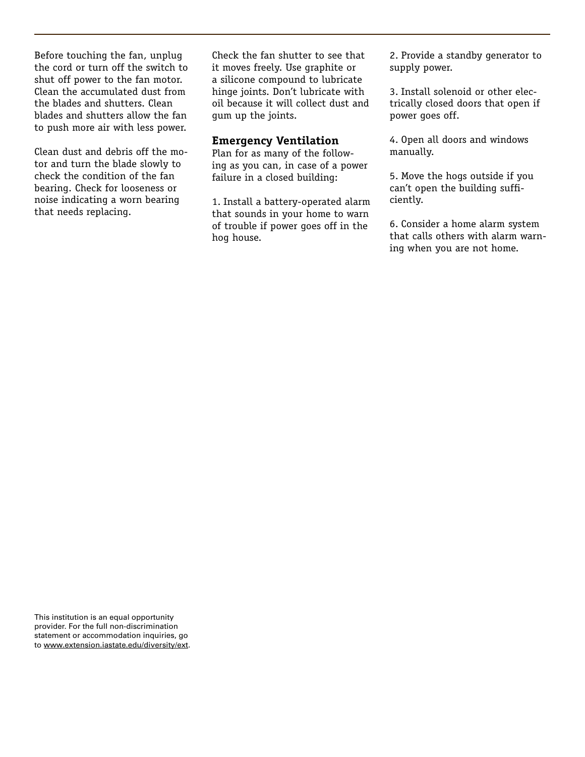Before touching the fan, unplug the cord or turn off the switch to shut off power to the fan motor. Clean the accumulated dust from the blades and shutters. Clean blades and shutters allow the fan to push more air with less power.

Clean dust and debris off the motor and turn the blade slowly to check the condition of the fan bearing. Check for looseness or noise indicating a worn bearing that needs replacing.

Check the fan shutter to see that it moves freely. Use graphite or a silicone compound to lubricate hinge joints. Don't lubricate with oil because it will collect dust and gum up the joints.

## Emergency Ventilation

Plan for as many of the following as you can, in case of a power failure in a closed building:

1. Install a battery-operated alarm that sounds in your home to warn of trouble if power goes off in the hog house.

2. Provide a standby generator to supply power.

3. Install solenoid or other electrically closed doors that open if power goes off.

4. Open all doors and windows manually.

5. Move the hogs outside if you can't open the building sufficiently.

6. Consider a home alarm system that calls others with alarm warning when you are not home.

This institution is an equal opportunity provider. For the full non-discrimination statement or accommodation inquiries, go to www.extension.iastate.edu/diversity/ext.